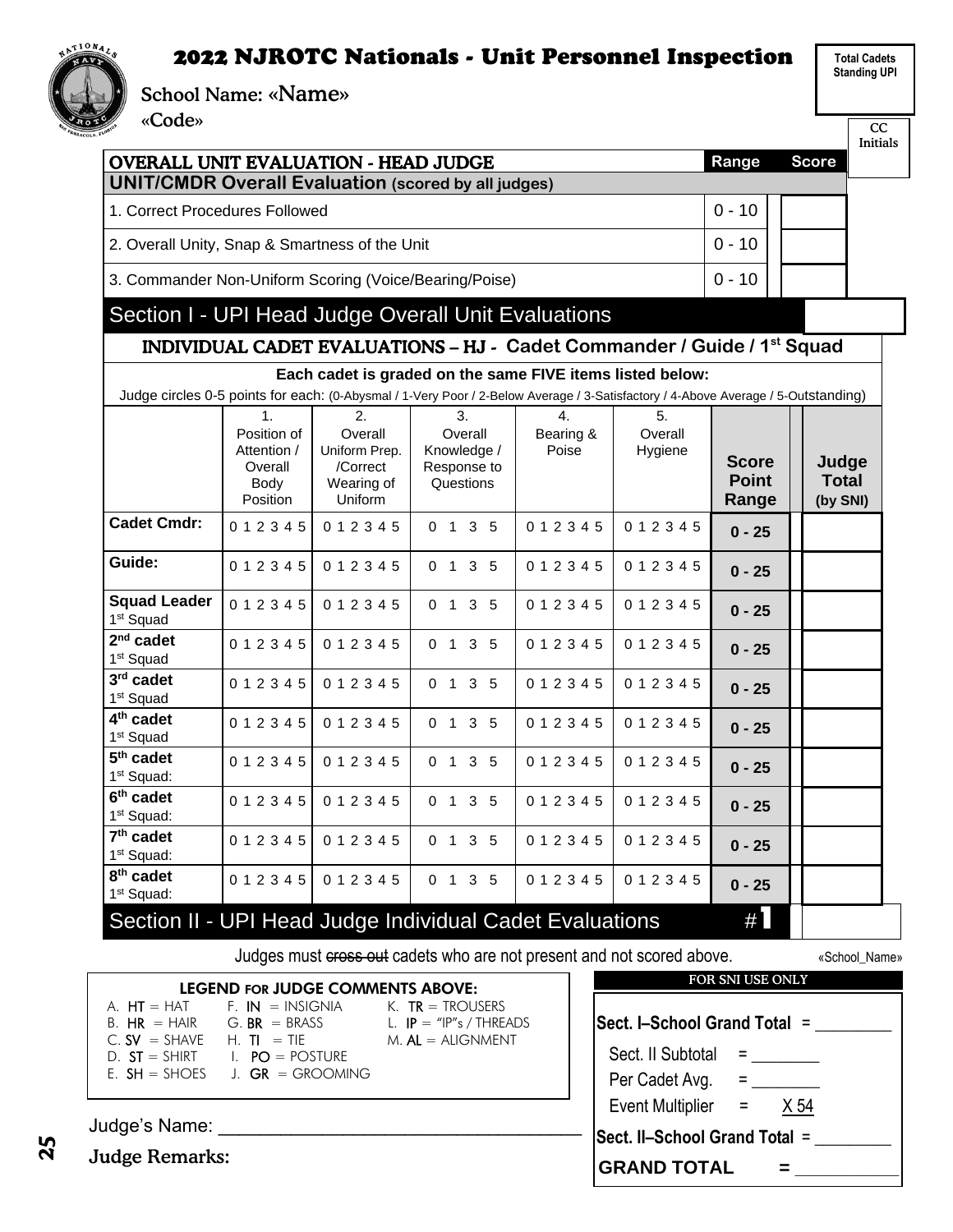# 2022 NJROTC Nationals - Unit Personnel Inspection

School Name: «Name»

«Code»

| Total Cadets Standing UPI |
|---|
| |

| CC Initials |
|---|
| |

## OVERALL UNIT EVALUATION - HEAD JUDGE

| UNIT/CMDR Overall Evaluation (scored by all judges) | Range | Score |
|---|---|---|
| 1. Correct Procedures Followed | 0 - 10 | |
| 2. Overall Unity, Snap & Smartness of the Unit | 0 - 10 | |
| 3. Commander Non-Uniform Scoring (Voice/Bearing/Poise) | 0 - 10 | |
| **Section I - UPI Head Judge Overall Unit Evaluations** | | |

## INDIVIDUAL CADET EVALUATIONS – HJ - Cadet Commander / Guide / 1st Squad

**Each cadet is graded on the same FIVE items listed below:**

Judge circles 0-5 points for each: (0-Abysmal / 1-Very Poor / 2-Below Average / 3-Satisfactory / 4-Above Average / 5-Outstanding)

| | 1. Position of Attention / Overall Body Position | 2. Overall Uniform Prep. /Correct Wearing of Uniform | 3. Overall Knowledge / Response to Questions | 4. Bearing & Poise | 5. Overall Hygiene | Score Point Range | Judge Total (by SNI) |
|---|---|---|---|---|---|---|---|
| **Cadet Cmdr:** | 0 1 2 3 4 5 | 0 1 2 3 4 5 | 0 1 3 5 | 0 1 2 3 4 5 | 0 1 2 3 4 5 | 0 - 25 | |
| **Guide:** | 0 1 2 3 4 5 | 0 1 2 3 4 5 | 0 1 3 5 | 0 1 2 3 4 5 | 0 1 2 3 4 5 | 0 - 25 | |
| **Squad Leader** 1st Squad | 0 1 2 3 4 5 | 0 1 2 3 4 5 | 0 1 3 5 | 0 1 2 3 4 5 | 0 1 2 3 4 5 | 0 - 25 | |
| **2nd cadet** 1st Squad | 0 1 2 3 4 5 | 0 1 2 3 4 5 | 0 1 3 5 | 0 1 2 3 4 5 | 0 1 2 3 4 5 | 0 - 25 | |
| **3rd cadet** 1st Squad | 0 1 2 3 4 5 | 0 1 2 3 4 5 | 0 1 3 5 | 0 1 2 3 4 5 | 0 1 2 3 4 5 | 0 - 25 | |
| **4th cadet** 1st Squad | 0 1 2 3 4 5 | 0 1 2 3 4 5 | 0 1 3 5 | 0 1 2 3 4 5 | 0 1 2 3 4 5 | 0 - 25 | |
| **5th cadet** 1st Squad: | 0 1 2 3 4 5 | 0 1 2 3 4 5 | 0 1 3 5 | 0 1 2 3 4 5 | 0 1 2 3 4 5 | 0 - 25 | |
| **6th cadet** 1st Squad: | 0 1 2 3 4 5 | 0 1 2 3 4 5 | 0 1 3 5 | 0 1 2 3 4 5 | 0 1 2 3 4 5 | 0 - 25 | |
| **7th cadet** 1st Squad: | 0 1 2 3 4 5 | 0 1 2 3 4 5 | 0 1 3 5 | 0 1 2 3 4 5 | 0 1 2 3 4 5 | 0 - 25 | |
| **8th cadet** 1st Squad: | 0 1 2 3 4 5 | 0 1 2 3 4 5 | 0 1 3 5 | 0 1 2 3 4 5 | 0 1 2 3 4 5 | 0 - 25 | |
| **Section II - UPI Head Judge Individual Cadet Evaluations** | | | | | | #1 | |

Judges must ~~cross out~~ cadets who are not present and not scored above.

«School_Name»

**LEGEND FOR JUDGE COMMENTS ABOVE:**

- A. **HT** = HAT
- B. **HR** = HAIR
- C. **SV** = SHAVE
- D. **ST** = SHIRT
- E. **SH** = SHOES
- F. **IN** = INSIGNIA
- G. **BR** = BRASS
- H. **TI** = TIE
- I. **PO** = POSTURE
- J. **GR** = GROOMING
- K. **TR** = TROUSERS
- L. **IP** = "IP"s / THREADS
- M. **AL** = ALIGNMENT

**FOR SNI USE ONLY**

**Sect. I–School Grand Total** = _________

Sect. II Subtotal = ________

Per Cadet Avg. = ________

Event Multiplier = X 54

**Sect. II–School Grand Total** = ________

**GRAND TOTAL** = ___________

Judge's Name: ___________________________________

**Judge Remarks:**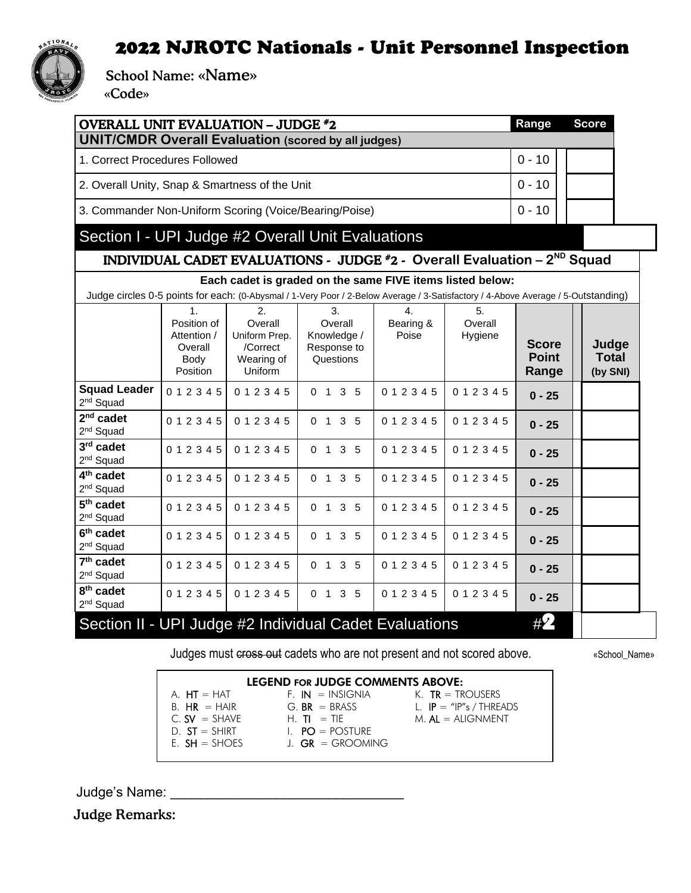# 2022 NJROTC Nationals - Unit Personnel Inspection

School Name: «Name»
«Code»

| OVERALL UNIT EVALUATION – JUDGE #2 | Range | Score |
|---|---|---|
| **UNIT/CMDR Overall Evaluation (scored by all judges)** | | |
| 1. Correct Procedures Followed | 0 - 10 | |
| 2. Overall Unity, Snap & Smartness of the Unit | 0 - 10 | |
| 3. Commander Non-Uniform Scoring (Voice/Bearing/Poise) | 0 - 10 | |
| **Section I - UPI Judge #2 Overall Unit Evaluations** | | |

## INDIVIDUAL CADET EVALUATIONS - JUDGE #2 - Overall Evaluation – 2ND Squad

**Each cadet is graded on the same FIVE items listed below:**

Judge circles 0-5 points for each: (0-Abysmal / 1-Very Poor / 2-Below Average / 3-Satisfactory / 4-Above Average / 5-Outstanding)

| | 1. Position of Attention / Overall Body Position | 2. Overall Uniform Prep. /Correct Wearing of Uniform | 3. Overall Knowledge / Response to Questions | 4. Bearing & Poise | 5. Overall Hygiene | Score Point Range | Judge Total (by SNI) |
|---|---|---|---|---|---|---|---|
| **Squad Leader** 2nd Squad | 0 1 2 3 4 5 | 0 1 2 3 4 5 | 0 1 3 5 | 0 1 2 3 4 5 | 0 1 2 3 4 5 | 0 - 25 | |
| **2nd cadet** 2nd Squad | 0 1 2 3 4 5 | 0 1 2 3 4 5 | 0 1 3 5 | 0 1 2 3 4 5 | 0 1 2 3 4 5 | 0 - 25 | |
| **3rd cadet** 2nd Squad | 0 1 2 3 4 5 | 0 1 2 3 4 5 | 0 1 3 5 | 0 1 2 3 4 5 | 0 1 2 3 4 5 | 0 - 25 | |
| **4th cadet** 2nd Squad | 0 1 2 3 4 5 | 0 1 2 3 4 5 | 0 1 3 5 | 0 1 2 3 4 5 | 0 1 2 3 4 5 | 0 - 25 | |
| **5th cadet** 2nd Squad | 0 1 2 3 4 5 | 0 1 2 3 4 5 | 0 1 3 5 | 0 1 2 3 4 5 | 0 1 2 3 4 5 | 0 - 25 | |
| **6th cadet** 2nd Squad | 0 1 2 3 4 5 | 0 1 2 3 4 5 | 0 1 3 5 | 0 1 2 3 4 5 | 0 1 2 3 4 5 | 0 - 25 | |
| **7th cadet** 2nd Squad | 0 1 2 3 4 5 | 0 1 2 3 4 5 | 0 1 3 5 | 0 1 2 3 4 5 | 0 1 2 3 4 5 | 0 - 25 | |
| **8th cadet** 2nd Squad | 0 1 2 3 4 5 | 0 1 2 3 4 5 | 0 1 3 5 | 0 1 2 3 4 5 | 0 1 2 3 4 5 | 0 - 25 | |
| **Section II - UPI Judge #2 Individual Cadet Evaluations** | | | | | | #2 | |

Judges must ~~cross out~~ cadets who are not present and not scored above.

«School_Name»

**LEGEND FOR JUDGE COMMENTS ABOVE:**

A. **HT** = HAT
B. **HR** = HAIR
C. **SV** = SHAVE
D. **ST** = SHIRT
E. **SH** = SHOES
F. **IN** = INSIGNIA
G. **BR** = BRASS
H. **TI** = TIE
I. **PO** = POSTURE
J. **GR** = GROOMING
K. **TR** = TROUSERS
L. **IP** = "IP"s / THREADS
M. **AL** = ALIGNMENT

Judge's Name: ______________________________

**Judge Remarks:**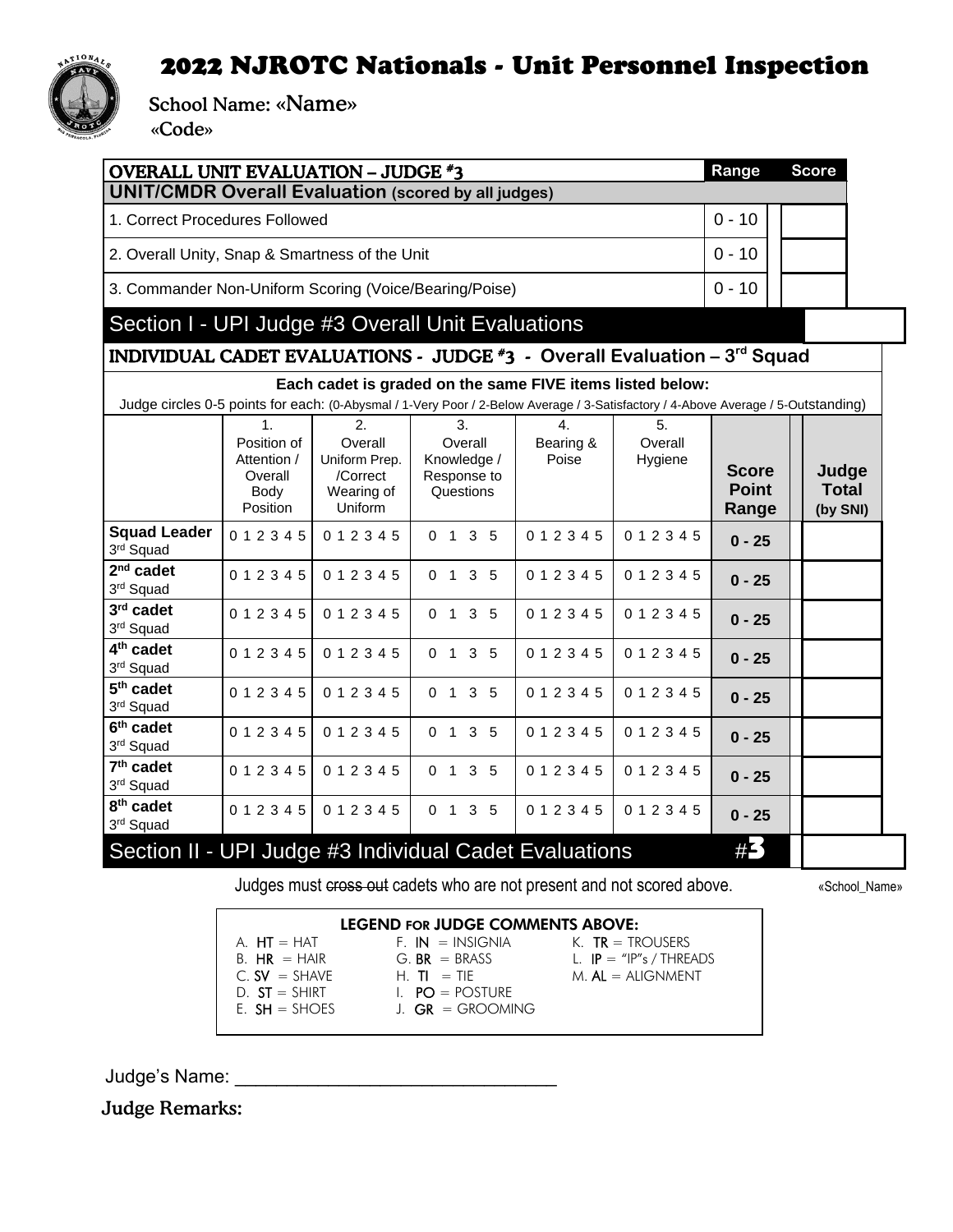# 2022 NJROTC Nationals - Unit Personnel Inspection

School Name: «Name»
«Code»

| OVERALL UNIT EVALUATION – JUDGE #3 | Range | Score |
|---|---|---|
| **UNIT/CMDR Overall Evaluation (scored by all judges)** | | |
| 1. Correct Procedures Followed | 0 - 10 | |
| 2. Overall Unity, Snap & Smartness of the Unit | 0 - 10 | |
| 3. Commander Non-Uniform Scoring (Voice/Bearing/Poise) | 0 - 10 | |
| **Section I - UPI Judge #3 Overall Unit Evaluations** | | |

## INDIVIDUAL CADET EVALUATIONS - JUDGE #3 - Overall Evaluation – 3rd Squad

**Each cadet is graded on the same FIVE items listed below:**

Judge circles 0-5 points for each: (0-Abysmal / 1-Very Poor / 2-Below Average / 3-Satisfactory / 4-Above Average / 5-Outstanding)

| | 1. Position of Attention / Overall Body Position | 2. Overall Uniform Prep. /Correct Wearing of Uniform | 3. Overall Knowledge / Response to Questions | 4. Bearing & Poise | 5. Overall Hygiene | Score Point Range | Judge Total (by SNI) |
|---|---|---|---|---|---|---|---|
| **Squad Leader** 3rd Squad | 0 1 2 3 4 5 | 0 1 2 3 4 5 | 0 1 3 5 | 0 1 2 3 4 5 | 0 1 2 3 4 5 | 0 - 25 | |
| **2nd cadet** 3rd Squad | 0 1 2 3 4 5 | 0 1 2 3 4 5 | 0 1 3 5 | 0 1 2 3 4 5 | 0 1 2 3 4 5 | 0 - 25 | |
| **3rd cadet** 3rd Squad | 0 1 2 3 4 5 | 0 1 2 3 4 5 | 0 1 3 5 | 0 1 2 3 4 5 | 0 1 2 3 4 5 | 0 - 25 | |
| **4th cadet** 3rd Squad | 0 1 2 3 4 5 | 0 1 2 3 4 5 | 0 1 3 5 | 0 1 2 3 4 5 | 0 1 2 3 4 5 | 0 - 25 | |
| **5th cadet** 3rd Squad | 0 1 2 3 4 5 | 0 1 2 3 4 5 | 0 1 3 5 | 0 1 2 3 4 5 | 0 1 2 3 4 5 | 0 - 25 | |
| **6th cadet** 3rd Squad | 0 1 2 3 4 5 | 0 1 2 3 4 5 | 0 1 3 5 | 0 1 2 3 4 5 | 0 1 2 3 4 5 | 0 - 25 | |
| **7th cadet** 3rd Squad | 0 1 2 3 4 5 | 0 1 2 3 4 5 | 0 1 3 5 | 0 1 2 3 4 5 | 0 1 2 3 4 5 | 0 - 25 | |
| **8th cadet** 3rd Squad | 0 1 2 3 4 5 | 0 1 2 3 4 5 | 0 1 3 5 | 0 1 2 3 4 5 | 0 1 2 3 4 5 | 0 - 25 | |
| **Section II - UPI Judge #3 Individual Cadet Evaluations** | | | | | | **#3** | |

Judges must ~~cross out~~ cadets who are not present and not scored above.

«School_Name»

**LEGEND FOR JUDGE COMMENTS ABOVE:**

| | | |
|---|---|---|
| A. **HT** = HAT | F. **IN** = INSIGNIA | K. **TR** = TROUSERS |
| B. **HR** = HAIR | G. **BR** = BRASS | L. **IP** = "IP"s / THREADS |
| C. **SV** = SHAVE | H. **TI** = TIE | M. **AL** = ALIGNMENT |
| D. **ST** = SHIRT | I. **PO** = POSTURE | |
| E. **SH** = SHOES | J. **GR** = GROOMING | |

Judge's Name: ________________________________

**Judge Remarks:**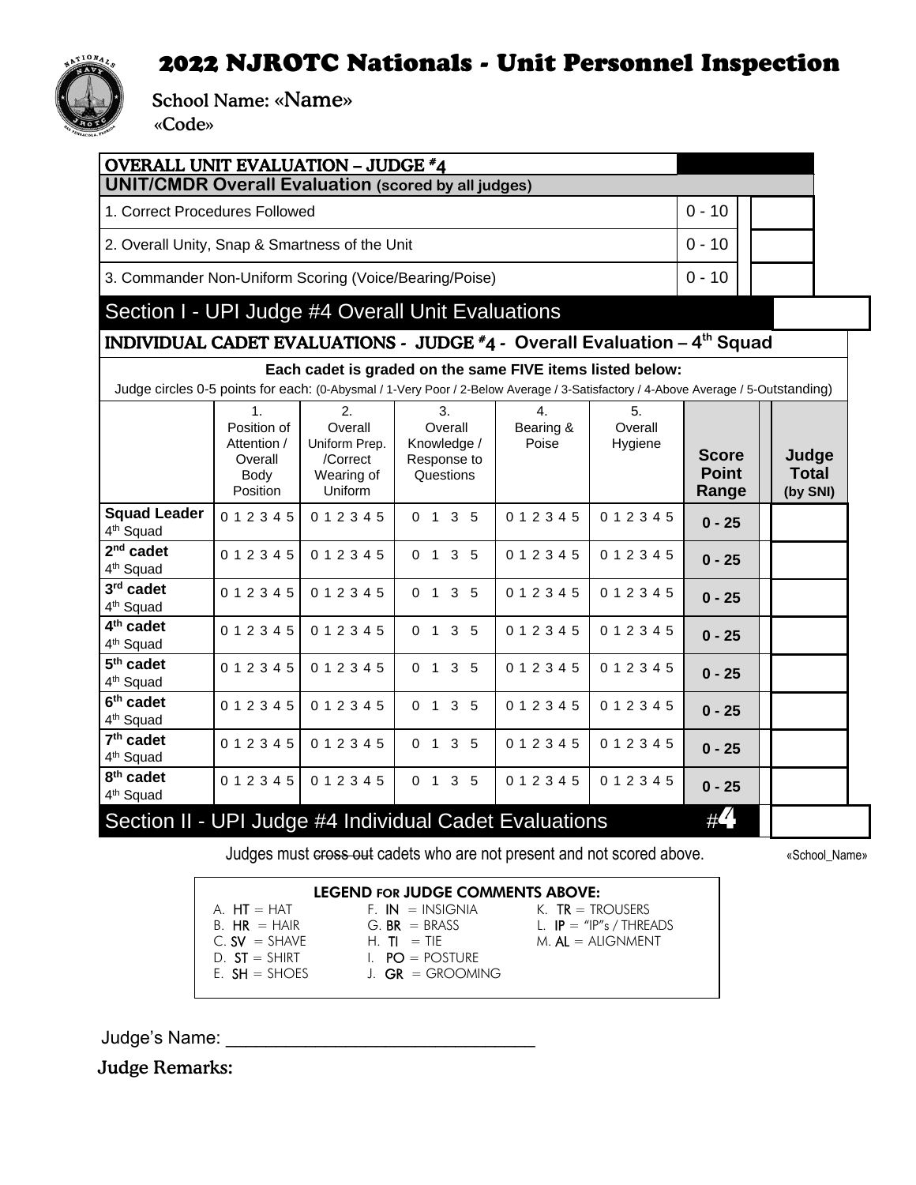# 2022 NJROTC Nationals - Unit Personnel Inspection

School Name: «Name»
«Code»

| OVERALL UNIT EVALUATION – JUDGE #4 | | |
|---|---|---|
| **UNIT/CMDR Overall Evaluation (scored by all judges)** | | |
| 1. Correct Procedures Followed | 0 - 10 | |
| 2. Overall Unity, Snap & Smartness of the Unit | 0 - 10 | |
| 3. Commander Non-Uniform Scoring (Voice/Bearing/Poise) | 0 - 10 | |
| Section I - UPI Judge #4 Overall Unit Evaluations | | |

## INDIVIDUAL CADET EVALUATIONS - JUDGE #4 - Overall Evaluation – 4th Squad

**Each cadet is graded on the same FIVE items listed below:**

Judge circles 0-5 points for each: (0-Abysmal / 1-Very Poor / 2-Below Average / 3-Satisfactory / 4-Above Average / 5-Outstanding)

| | 1. Position of Attention / Overall Body Position | 2. Overall Uniform Prep. /Correct Wearing of Uniform | 3. Overall Knowledge / Response to Questions | 4. Bearing & Poise | 5. Overall Hygiene | Score Point Range | Judge Total (by SNI) |
|---|---|---|---|---|---|---|---|
| **Squad Leader** 4th Squad | 0 1 2 3 4 5 | 0 1 2 3 4 5 | 0 1 3 5 | 0 1 2 3 4 5 | 0 1 2 3 4 5 | 0 - 25 | |
| **2nd cadet** 4th Squad | 0 1 2 3 4 5 | 0 1 2 3 4 5 | 0 1 3 5 | 0 1 2 3 4 5 | 0 1 2 3 4 5 | 0 - 25 | |
| **3rd cadet** 4th Squad | 0 1 2 3 4 5 | 0 1 2 3 4 5 | 0 1 3 5 | 0 1 2 3 4 5 | 0 1 2 3 4 5 | 0 - 25 | |
| **4th cadet** 4th Squad | 0 1 2 3 4 5 | 0 1 2 3 4 5 | 0 1 3 5 | 0 1 2 3 4 5 | 0 1 2 3 4 5 | 0 - 25 | |
| **5th cadet** 4th Squad | 0 1 2 3 4 5 | 0 1 2 3 4 5 | 0 1 3 5 | 0 1 2 3 4 5 | 0 1 2 3 4 5 | 0 - 25 | |
| **6th cadet** 4th Squad | 0 1 2 3 4 5 | 0 1 2 3 4 5 | 0 1 3 5 | 0 1 2 3 4 5 | 0 1 2 3 4 5 | 0 - 25 | |
| **7th cadet** 4th Squad | 0 1 2 3 4 5 | 0 1 2 3 4 5 | 0 1 3 5 | 0 1 2 3 4 5 | 0 1 2 3 4 5 | 0 - 25 | |
| **8th cadet** 4th Squad | 0 1 2 3 4 5 | 0 1 2 3 4 5 | 0 1 3 5 | 0 1 2 3 4 5 | 0 1 2 3 4 5 | 0 - 25 | |
| Section II - UPI Judge #4 Individual Cadet Evaluations | | | | | | #4 | |

Judges must ~~cross out~~ cadets who are not present and not scored above.

«School_Name»

**LEGEND FOR JUDGE COMMENTS ABOVE:**

| | | |
|---|---|---|
| A. **HT** = HAT | F. **IN** = INSIGNIA | K. **TR** = TROUSERS |
| B. **HR** = HAIR | G. **BR** = BRASS | L. **IP** = "IP"s / THREADS |
| C. **SV** = SHAVE | H. **TI** = TIE | M. **AL** = ALIGNMENT |
| D. **ST** = SHIRT | I. **PO** = POSTURE | |
| E. **SH** = SHOES | J. **GR** = GROOMING | |

Judge's Name: ______________________________

**Judge Remarks:**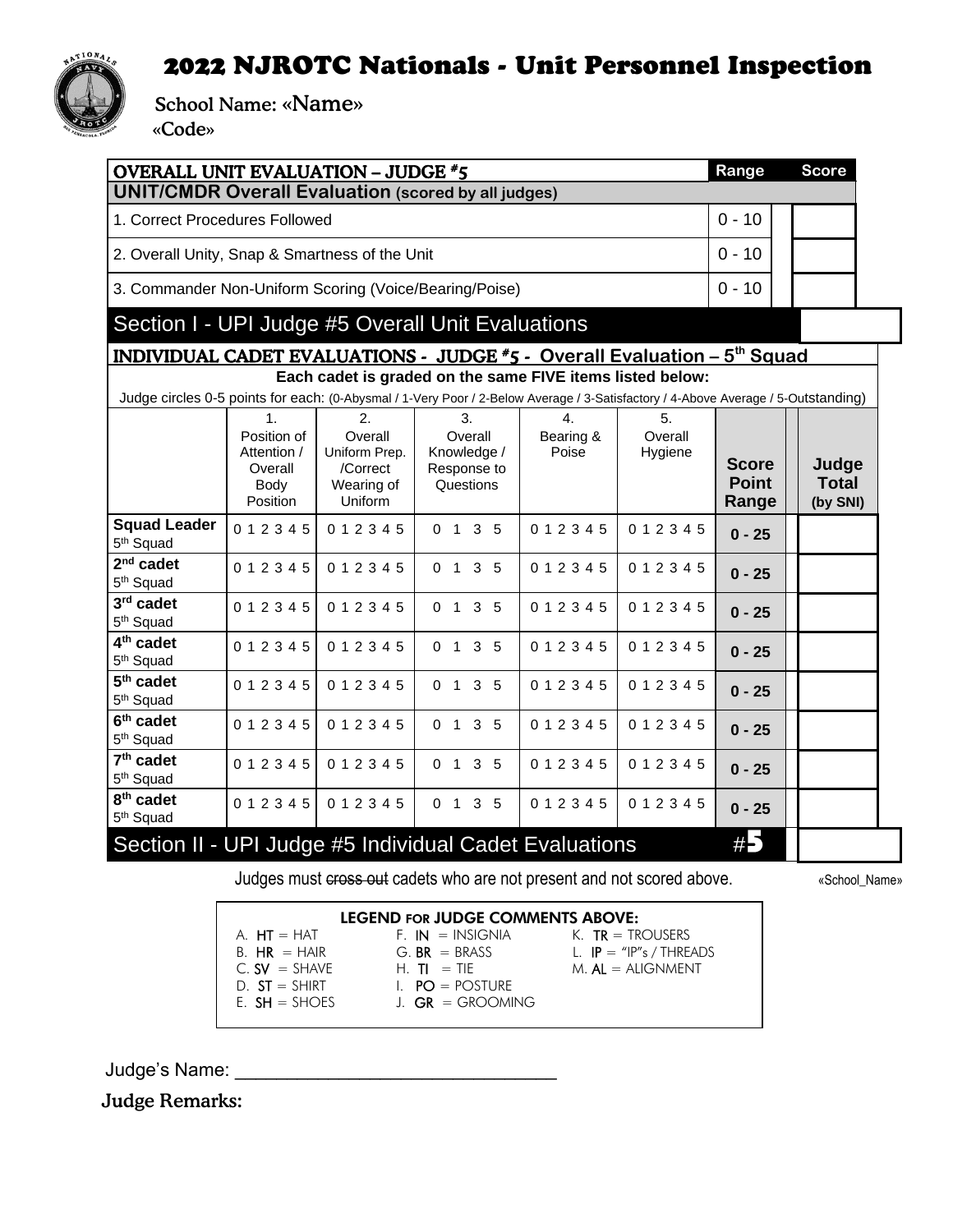# 2022 NJROTC Nationals - Unit Personnel Inspection

School Name: «Name»

«Code»

| OVERALL UNIT EVALUATION – JUDGE #5 | Range | | Score |
|---|---|---|---|
| **UNIT/CMDR Overall Evaluation (scored by all judges)** | | | |
| 1. Correct Procedures Followed | 0 - 10 | | |
| 2. Overall Unity, Snap & Smartness of the Unit | 0 - 10 | | |
| 3. Commander Non-Uniform Scoring (Voice/Bearing/Poise) | 0 - 10 | | |
| **Section I - UPI Judge #5 Overall Unit Evaluations** | | | |

**INDIVIDUAL CADET EVALUATIONS - JUDGE #5 - Overall Evaluation – 5th Squad**

**Each cadet is graded on the same FIVE items listed below:**

Judge circles 0-5 points for each: (0-Abysmal / 1-Very Poor / 2-Below Average / 3-Satisfactory / 4-Above Average / 5-Outstanding)

| | 1. Position of Attention / Overall Body Position | 2. Overall Uniform Prep. /Correct Wearing of Uniform | 3. Overall Knowledge / Response to Questions | 4. Bearing & Poise | 5. Overall Hygiene | Score Point Range | | Judge Total (by SNI) |
|---|---|---|---|---|---|---|---|---|
| **Squad Leader** 5th Squad | 0 1 2 3 4 5 | 0 1 2 3 4 5 | 0 1 3 5 | 0 1 2 3 4 5 | 0 1 2 3 4 5 | 0 - 25 | | |
| **2nd cadet** 5th Squad | 0 1 2 3 4 5 | 0 1 2 3 4 5 | 0 1 3 5 | 0 1 2 3 4 5 | 0 1 2 3 4 5 | 0 - 25 | | |
| **3rd cadet** 5th Squad | 0 1 2 3 4 5 | 0 1 2 3 4 5 | 0 1 3 5 | 0 1 2 3 4 5 | 0 1 2 3 4 5 | 0 - 25 | | |
| **4th cadet** 5th Squad | 0 1 2 3 4 5 | 0 1 2 3 4 5 | 0 1 3 5 | 0 1 2 3 4 5 | 0 1 2 3 4 5 | 0 - 25 | | |
| **5th cadet** 5th Squad | 0 1 2 3 4 5 | 0 1 2 3 4 5 | 0 1 3 5 | 0 1 2 3 4 5 | 0 1 2 3 4 5 | 0 - 25 | | |
| **6th cadet** 5th Squad | 0 1 2 3 4 5 | 0 1 2 3 4 5 | 0 1 3 5 | 0 1 2 3 4 5 | 0 1 2 3 4 5 | 0 - 25 | | |
| **7th cadet** 5th Squad | 0 1 2 3 4 5 | 0 1 2 3 4 5 | 0 1 3 5 | 0 1 2 3 4 5 | 0 1 2 3 4 5 | 0 - 25 | | |
| **8th cadet** 5th Squad | 0 1 2 3 4 5 | 0 1 2 3 4 5 | 0 1 3 5 | 0 1 2 3 4 5 | 0 1 2 3 4 5 | 0 - 25 | | |
| **Section II - UPI Judge #5 Individual Cadet Evaluations** | | | | | | **#5** | | |

Judges must ~~cross out~~ cadets who are not present and not scored above.

«School_Name»

**LEGEND FOR JUDGE COMMENTS ABOVE:**

| | | |
|---|---|---|
| A. **HT** = HAT | F. **IN** = INSIGNIA | K. **TR** = TROUSERS |
| B. **HR** = HAIR | G. **BR** = BRASS | L. **IP** = "IP"s / THREADS |
| C. **SV** = SHAVE | H. **TI** = TIE | M. **AL** = ALIGNMENT |
| D. **ST** = SHIRT | I. **PO** = POSTURE | |
| E. **SH** = SHOES | J. **GR** = GROOMING | |

Judge's Name: ________________________________

**Judge Remarks:**